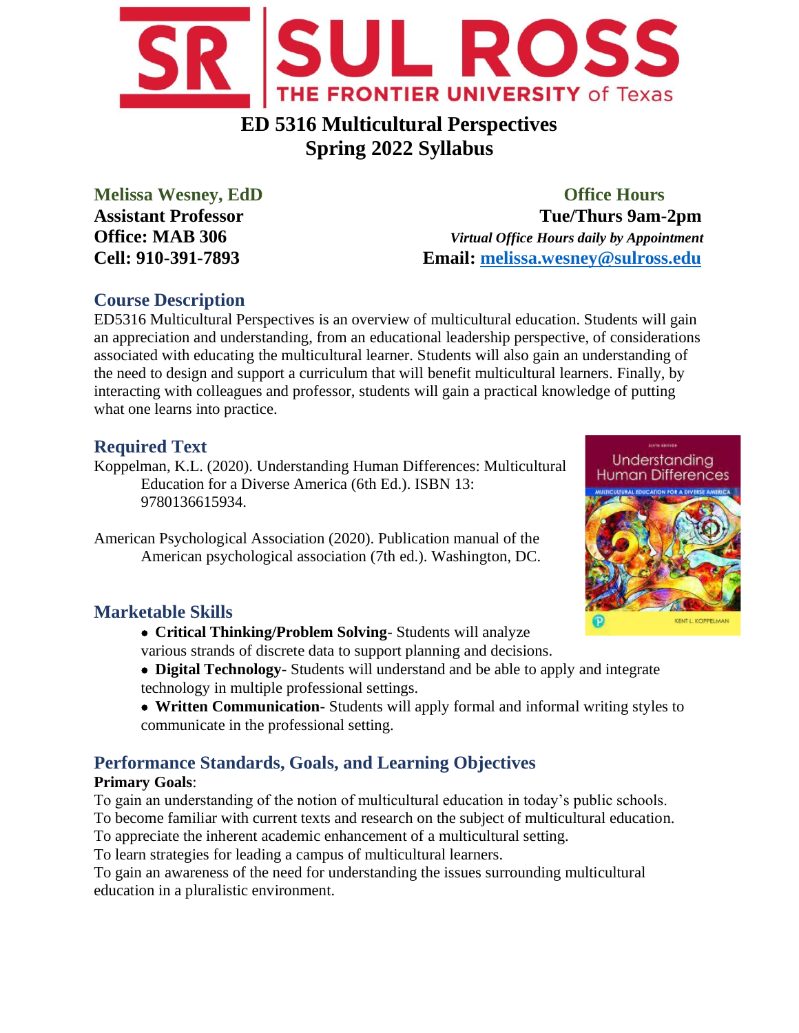# ED 5316 Multicultural Perspectives
# Spring 2022 Syllabus

**Melissa Wesney, EdD**
**Assistant Professor**
**Office: MAB 306**
**Cell: 910-391-7893**

**Office Hours**
**Tue/Thurs 9am-2pm**
*Virtual Office Hours daily by Appointment*
**Email: melissa.wesney@sulross.edu**

## Course Description

ED5316 Multicultural Perspectives is an overview of multicultural education. Students will gain an appreciation and understanding, from an educational leadership perspective, of considerations associated with educating the multicultural learner. Students will also gain an understanding of the need to design and support a curriculum that will benefit multicultural learners. Finally, by interacting with colleagues and professor, students will gain a practical knowledge of putting what one learns into practice.

## Required Text

Koppelman, K.L. (2020). Understanding Human Differences: Multicultural Education for a Diverse America (6th Ed.). ISBN 13: 9780136615934.

American Psychological Association (2020). Publication manual of the American psychological association (7th ed.). Washington, DC.

## Marketable Skills

- **Critical Thinking/Problem Solving**- Students will analyze various strands of discrete data to support planning and decisions.
- **Digital Technology**- Students will understand and be able to apply and integrate technology in multiple professional settings.
- **Written Communication**- Students will apply formal and informal writing styles to communicate in the professional setting.

## Performance Standards, Goals, and Learning Objectives

**Primary Goals**:

To gain an understanding of the notion of multicultural education in today's public schools.
To become familiar with current texts and research on the subject of multicultural education.
To appreciate the inherent academic enhancement of a multicultural setting.
To learn strategies for leading a campus of multicultural learners.
To gain an awareness of the need for understanding the issues surrounding multicultural education in a pluralistic environment.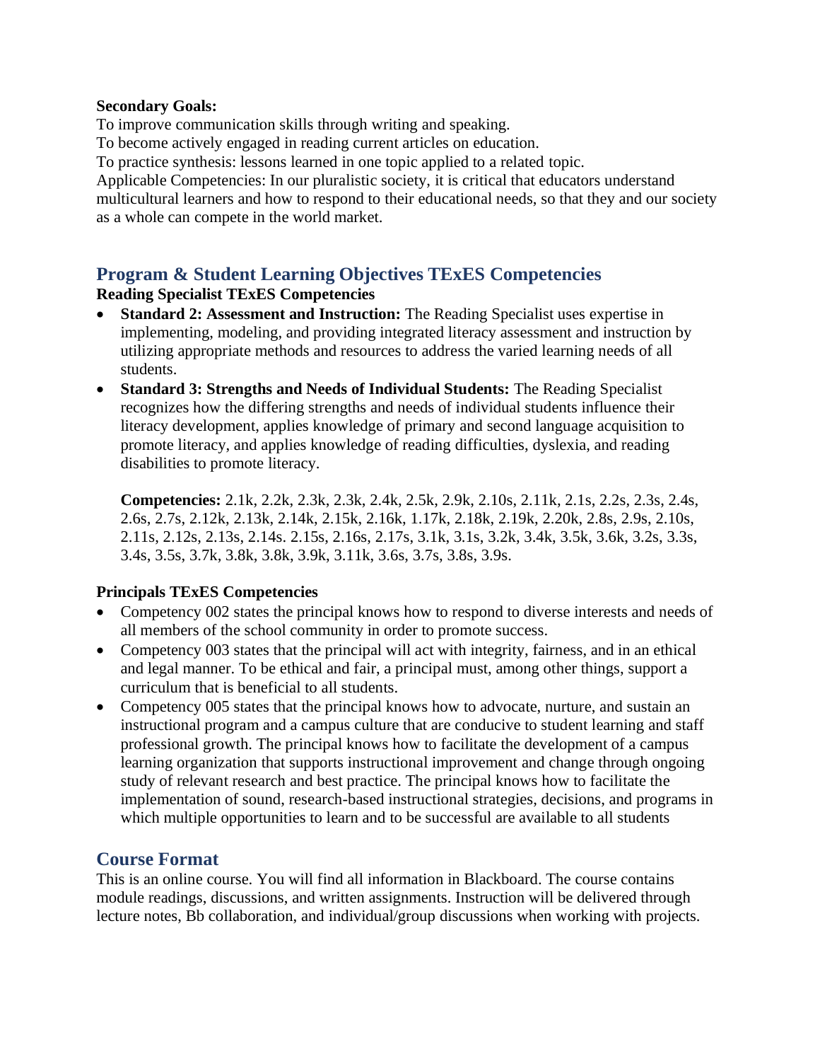**Secondary Goals:**

To improve communication skills through writing and speaking.

To become actively engaged in reading current articles on education.

To practice synthesis: lessons learned in one topic applied to a related topic.

Applicable Competencies: In our pluralistic society, it is critical that educators understand multicultural learners and how to respond to their educational needs, so that they and our society as a whole can compete in the world market.

## Program & Student Learning Objectives TExES Competencies

**Reading Specialist TExES Competencies**

- **Standard 2: Assessment and Instruction:** The Reading Specialist uses expertise in implementing, modeling, and providing integrated literacy assessment and instruction by utilizing appropriate methods and resources to address the varied learning needs of all students.
- **Standard 3: Strengths and Needs of Individual Students:** The Reading Specialist recognizes how the differing strengths and needs of individual students influence their literacy development, applies knowledge of primary and second language acquisition to promote literacy, and applies knowledge of reading difficulties, dyslexia, and reading disabilities to promote literacy.

  **Competencies:** 2.1k, 2.2k, 2.3k, 2.3k, 2.4k, 2.5k, 2.9k, 2.10s, 2.11k, 2.1s, 2.2s, 2.3s, 2.4s, 2.6s, 2.7s, 2.12k, 2.13k, 2.14k, 2.15k, 2.16k, 1.17k, 2.18k, 2.19k, 2.20k, 2.8s, 2.9s, 2.10s, 2.11s, 2.12s, 2.13s, 2.14s. 2.15s, 2.16s, 2.17s, 3.1k, 3.1s, 3.2k, 3.4k, 3.5k, 3.6k, 3.2s, 3.3s, 3.4s, 3.5s, 3.7k, 3.8k, 3.8k, 3.9k, 3.11k, 3.6s, 3.7s, 3.8s, 3.9s.

**Principals TExES Competencies**

- Competency 002 states the principal knows how to respond to diverse interests and needs of all members of the school community in order to promote success.
- Competency 003 states that the principal will act with integrity, fairness, and in an ethical and legal manner. To be ethical and fair, a principal must, among other things, support a curriculum that is beneficial to all students.
- Competency 005 states that the principal knows how to advocate, nurture, and sustain an instructional program and a campus culture that are conducive to student learning and staff professional growth. The principal knows how to facilitate the development of a campus learning organization that supports instructional improvement and change through ongoing study of relevant research and best practice. The principal knows how to facilitate the implementation of sound, research-based instructional strategies, decisions, and programs in which multiple opportunities to learn and to be successful are available to all students

## Course Format

This is an online course. You will find all information in Blackboard. The course contains module readings, discussions, and written assignments. Instruction will be delivered through lecture notes, Bb collaboration, and individual/group discussions when working with projects.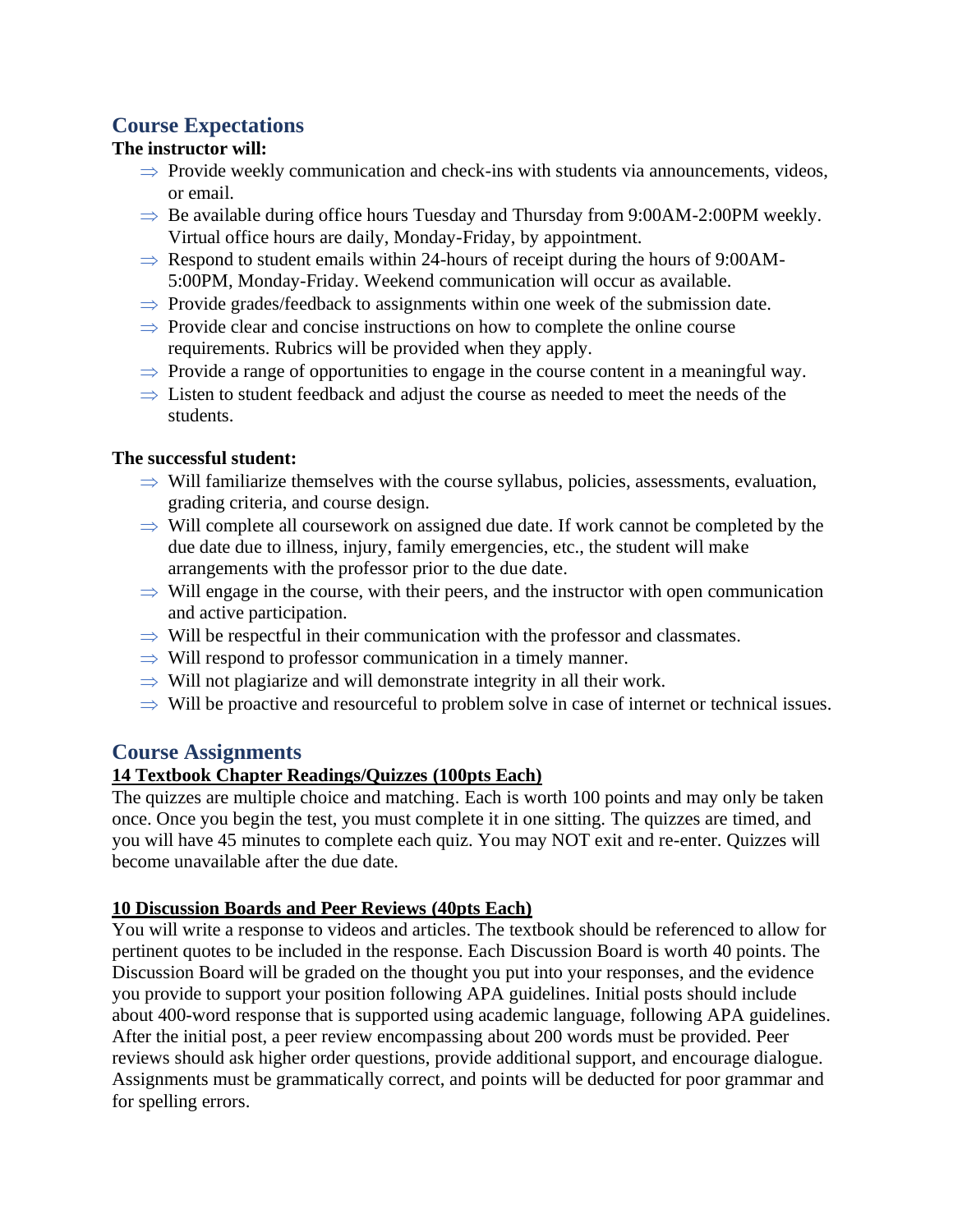## Course Expectations

**The instructor will:**

- ⇒ Provide weekly communication and check-ins with students via announcements, videos, or email.
- ⇒ Be available during office hours Tuesday and Thursday from 9:00AM-2:00PM weekly. Virtual office hours are daily, Monday-Friday, by appointment.
- ⇒ Respond to student emails within 24-hours of receipt during the hours of 9:00AM-5:00PM, Monday-Friday. Weekend communication will occur as available.
- ⇒ Provide grades/feedback to assignments within one week of the submission date.
- ⇒ Provide clear and concise instructions on how to complete the online course requirements. Rubrics will be provided when they apply.
- ⇒ Provide a range of opportunities to engage in the course content in a meaningful way.
- ⇒ Listen to student feedback and adjust the course as needed to meet the needs of the students.

**The successful student:**

- ⇒ Will familiarize themselves with the course syllabus, policies, assessments, evaluation, grading criteria, and course design.
- ⇒ Will complete all coursework on assigned due date. If work cannot be completed by the due date due to illness, injury, family emergencies, etc., the student will make arrangements with the professor prior to the due date.
- ⇒ Will engage in the course, with their peers, and the instructor with open communication and active participation.
- ⇒ Will be respectful in their communication with the professor and classmates.
- ⇒ Will respond to professor communication in a timely manner.
- ⇒ Will not plagiarize and will demonstrate integrity in all their work.
- ⇒ Will be proactive and resourceful to problem solve in case of internet or technical issues.

## Course Assignments

**<u>14 Textbook Chapter Readings/Quizzes (100pts Each)</u>**

The quizzes are multiple choice and matching. Each is worth 100 points and may only be taken once. Once you begin the test, you must complete it in one sitting. The quizzes are timed, and you will have 45 minutes to complete each quiz. You may NOT exit and re-enter. Quizzes will become unavailable after the due date.

**<u>10 Discussion Boards and Peer Reviews (40pts Each)</u>**

You will write a response to videos and articles. The textbook should be referenced to allow for pertinent quotes to be included in the response. Each Discussion Board is worth 40 points. The Discussion Board will be graded on the thought you put into your responses, and the evidence you provide to support your position following APA guidelines. Initial posts should include about 400-word response that is supported using academic language, following APA guidelines. After the initial post, a peer review encompassing about 200 words must be provided. Peer reviews should ask higher order questions, provide additional support, and encourage dialogue. Assignments must be grammatically correct, and points will be deducted for poor grammar and for spelling errors.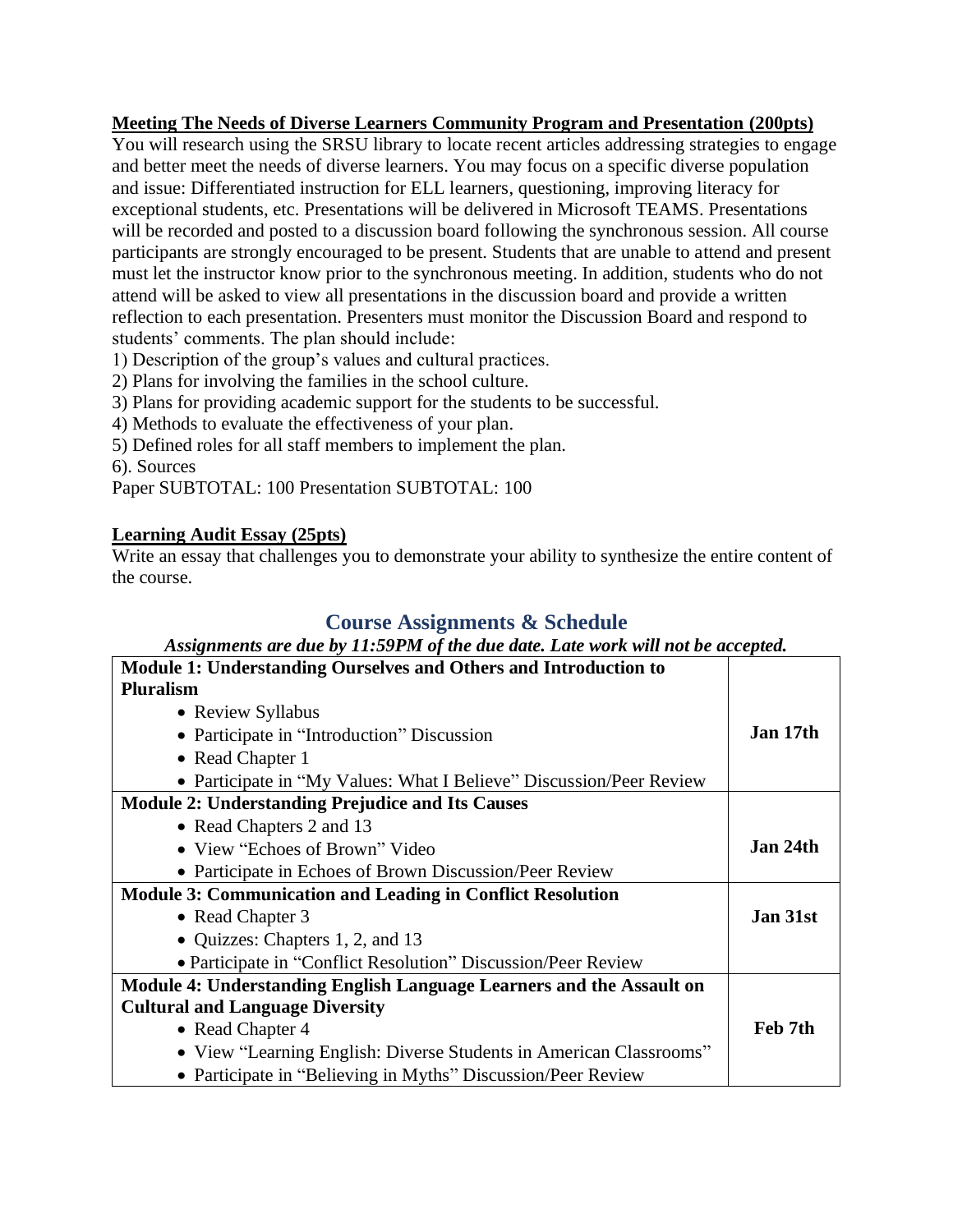**Meeting The Needs of Diverse Learners Community Program and Presentation (200pts)**

You will research using the SRSU library to locate recent articles addressing strategies to engage and better meet the needs of diverse learners. You may focus on a specific diverse population and issue: Differentiated instruction for ELL learners, questioning, improving literacy for exceptional students, etc. Presentations will be delivered in Microsoft TEAMS. Presentations will be recorded and posted to a discussion board following the synchronous session. All course participants are strongly encouraged to be present. Students that are unable to attend and present must let the instructor know prior to the synchronous meeting. In addition, students who do not attend will be asked to view all presentations in the discussion board and provide a written reflection to each presentation. Presenters must monitor the Discussion Board and respond to students' comments. The plan should include:

1) Description of the group's values and cultural practices.
2) Plans for involving the families in the school culture.
3) Plans for providing academic support for the students to be successful.
4) Methods to evaluate the effectiveness of your plan.
5) Defined roles for all staff members to implement the plan.
6). Sources

Paper SUBTOTAL: 100 Presentation SUBTOTAL: 100

**Learning Audit Essay (25pts)**

Write an essay that challenges you to demonstrate your ability to synthesize the entire content of the course.

## Course Assignments & Schedule

***Assignments are due by 11:59PM of the due date. Late work will not be accepted.***

| Module | Due Date |
|---|---|
| **Module 1: Understanding Ourselves and Others and Introduction to Pluralism**<br>• Review Syllabus<br>• Participate in "Introduction" Discussion<br>• Read Chapter 1<br>• Participate in "My Values: What I Believe" Discussion/Peer Review | **Jan 17th** |
| **Module 2: Understanding Prejudice and Its Causes**<br>• Read Chapters 2 and 13<br>• View "Echoes of Brown" Video<br>• Participate in Echoes of Brown Discussion/Peer Review | **Jan 24th** |
| **Module 3: Communication and Leading in Conflict Resolution**<br>• Read Chapter 3<br>• Quizzes: Chapters 1, 2, and 13<br>• Participate in "Conflict Resolution" Discussion/Peer Review | **Jan 31st** |
| **Module 4: Understanding English Language Learners and the Assault on Cultural and Language Diversity**<br>• Read Chapter 4<br>• View "Learning English: Diverse Students in American Classrooms"<br>• Participate in "Believing in Myths" Discussion/Peer Review | **Feb 7th** |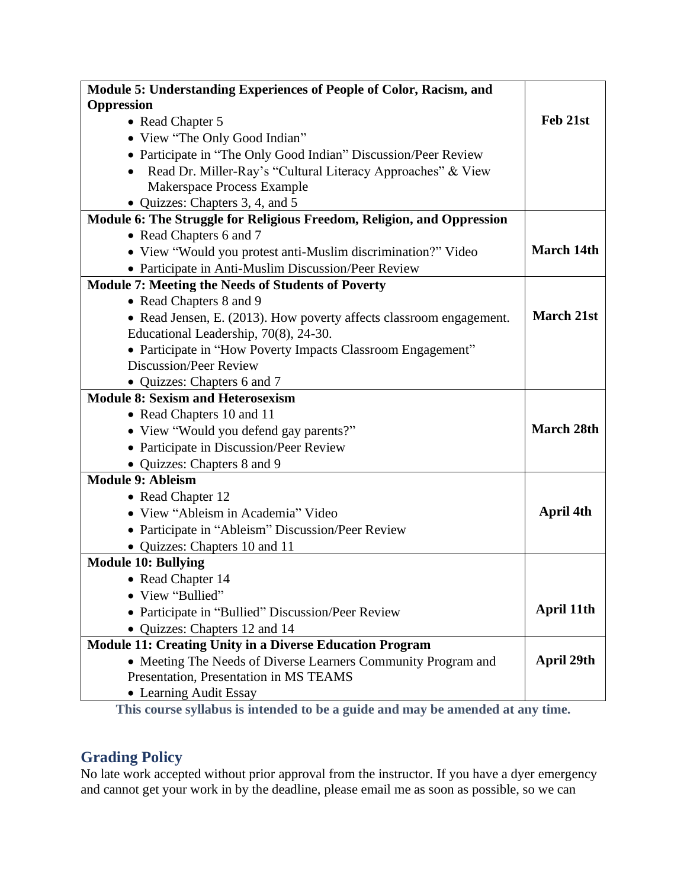| Module | Due Date |
| --- | --- |
| **Module 5: Understanding Experiences of People of Color, Racism, and Oppression**<br>• Read Chapter 5<br>• View "The Only Good Indian"<br>• Participate in "The Only Good Indian" Discussion/Peer Review<br>• Read Dr. Miller-Ray's "Cultural Literacy Approaches" & View Makerspace Process Example<br>• Quizzes: Chapters 3, 4, and 5 | **Feb 21st** |
| **Module 6: The Struggle for Religious Freedom, Religion, and Oppression**<br>• Read Chapters 6 and 7<br>• View "Would you protest anti-Muslim discrimination?" Video<br>• Participate in Anti-Muslim Discussion/Peer Review | **March 14th** |
| **Module 7: Meeting the Needs of Students of Poverty**<br>• Read Chapters 8 and 9<br>• Read Jensen, E. (2013). How poverty affects classroom engagement. Educational Leadership, 70(8), 24-30.<br>• Participate in "How Poverty Impacts Classroom Engagement" Discussion/Peer Review<br>• Quizzes: Chapters 6 and 7 | **March 21st** |
| **Module 8: Sexism and Heterosexism**<br>• Read Chapters 10 and 11<br>• View "Would you defend gay parents?"<br>• Participate in Discussion/Peer Review<br>• Quizzes: Chapters 8 and 9 | **March 28th** |
| **Module 9: Ableism**<br>• Read Chapter 12<br>• View "Ableism in Academia" Video<br>• Participate in "Ableism" Discussion/Peer Review<br>• Quizzes: Chapters 10 and 11 | **April 4th** |
| **Module 10: Bullying**<br>• Read Chapter 14<br>• View "Bullied"<br>• Participate in "Bullied" Discussion/Peer Review<br>• Quizzes: Chapters 12 and 14 | **April 11th** |
| **Module 11: Creating Unity in a Diverse Education Program**<br>• Meeting The Needs of Diverse Learners Community Program and Presentation, Presentation in MS TEAMS<br>• Learning Audit Essay | **April 29th** |

**This course syllabus is intended to be a guide and may be amended at any time.**

## Grading Policy

No late work accepted without prior approval from the instructor. If you have a dyer emergency and cannot get your work in by the deadline, please email me as soon as possible, so we can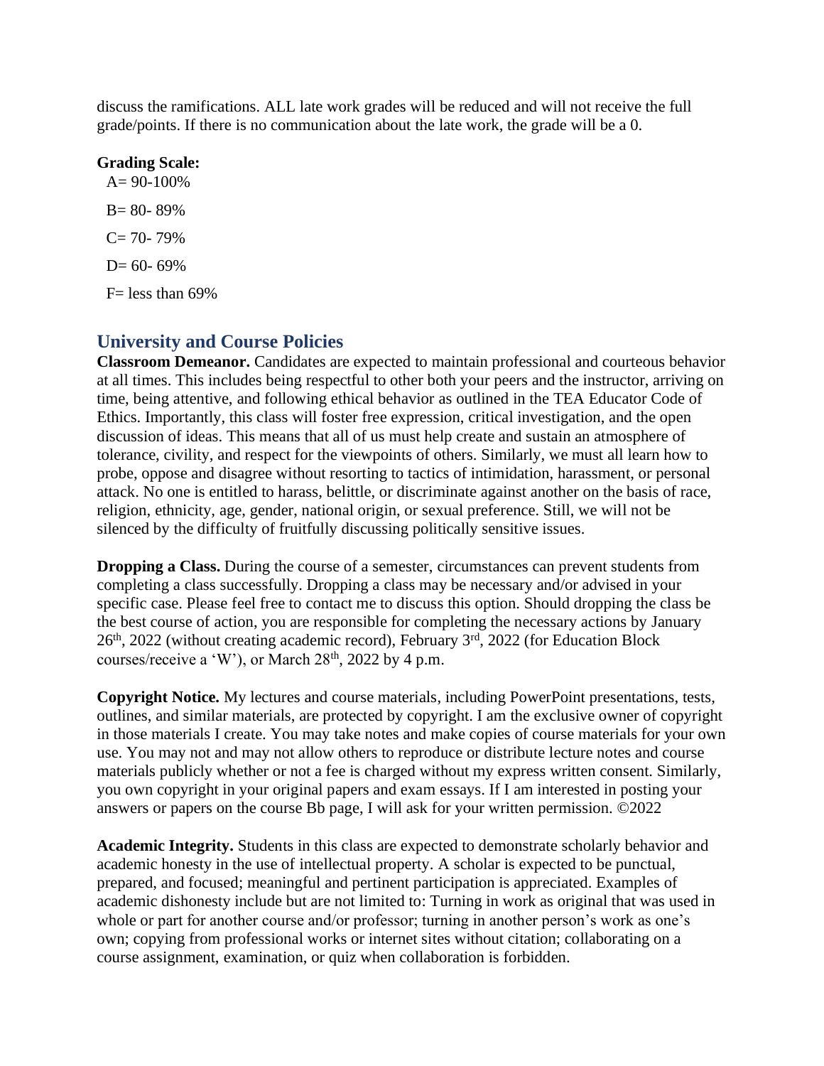discuss the ramifications. ALL late work grades will be reduced and will not receive the full grade/points. If there is no communication about the late work, the grade will be a 0.

**Grading Scale:**

A= 90-100%

B= 80- 89%

C= 70- 79%

D= 60- 69%

F= less than 69%

## University and Course Policies

**Classroom Demeanor.** Candidates are expected to maintain professional and courteous behavior at all times. This includes being respectful to other both your peers and the instructor, arriving on time, being attentive, and following ethical behavior as outlined in the TEA Educator Code of Ethics. Importantly, this class will foster free expression, critical investigation, and the open discussion of ideas. This means that all of us must help create and sustain an atmosphere of tolerance, civility, and respect for the viewpoints of others. Similarly, we must all learn how to probe, oppose and disagree without resorting to tactics of intimidation, harassment, or personal attack. No one is entitled to harass, belittle, or discriminate against another on the basis of race, religion, ethnicity, age, gender, national origin, or sexual preference. Still, we will not be silenced by the difficulty of fruitfully discussing politically sensitive issues.

**Dropping a Class.** During the course of a semester, circumstances can prevent students from completing a class successfully. Dropping a class may be necessary and/or advised in your specific case. Please feel free to contact me to discuss this option. Should dropping the class be the best course of action, you are responsible for completing the necessary actions by January 26th, 2022 (without creating academic record), February 3rd, 2022 (for Education Block courses/receive a 'W'), or March 28th, 2022 by 4 p.m.

**Copyright Notice.** My lectures and course materials, including PowerPoint presentations, tests, outlines, and similar materials, are protected by copyright. I am the exclusive owner of copyright in those materials I create. You may take notes and make copies of course materials for your own use. You may not and may not allow others to reproduce or distribute lecture notes and course materials publicly whether or not a fee is charged without my express written consent. Similarly, you own copyright in your original papers and exam essays. If I am interested in posting your answers or papers on the course Bb page, I will ask for your written permission. ©2022

**Academic Integrity.** Students in this class are expected to demonstrate scholarly behavior and academic honesty in the use of intellectual property. A scholar is expected to be punctual, prepared, and focused; meaningful and pertinent participation is appreciated. Examples of academic dishonesty include but are not limited to: Turning in work as original that was used in whole or part for another course and/or professor; turning in another person's work as one's own; copying from professional works or internet sites without citation; collaborating on a course assignment, examination, or quiz when collaboration is forbidden.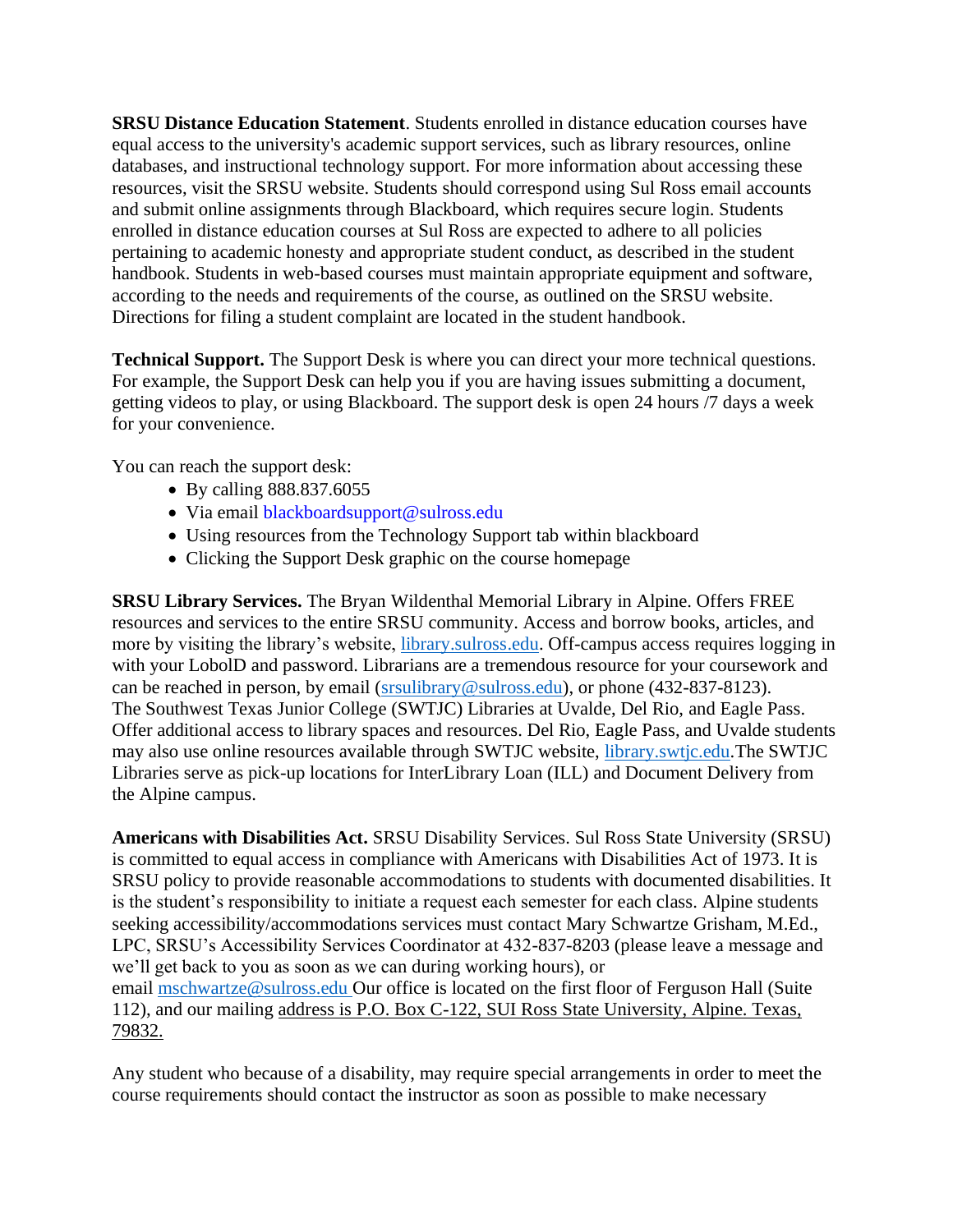**SRSU Distance Education Statement**. Students enrolled in distance education courses have equal access to the university's academic support services, such as library resources, online databases, and instructional technology support. For more information about accessing these resources, visit the SRSU website. Students should correspond using Sul Ross email accounts and submit online assignments through Blackboard, which requires secure login. Students enrolled in distance education courses at Sul Ross are expected to adhere to all policies pertaining to academic honesty and appropriate student conduct, as described in the student handbook. Students in web-based courses must maintain appropriate equipment and software, according to the needs and requirements of the course, as outlined on the SRSU website. Directions for filing a student complaint are located in the student handbook.

**Technical Support.** The Support Desk is where you can direct your more technical questions. For example, the Support Desk can help you if you are having issues submitting a document, getting videos to play, or using Blackboard. The support desk is open 24 hours /7 days a week for your convenience.

You can reach the support desk:

- By calling 888.837.6055
- Via email blackboardsupport@sulross.edu
- Using resources from the Technology Support tab within blackboard
- Clicking the Support Desk graphic on the course homepage

**SRSU Library Services.** The Bryan Wildenthal Memorial Library in Alpine. Offers FREE resources and services to the entire SRSU community. Access and borrow books, articles, and more by visiting the library's website, library.sulross.edu. Off-campus access requires logging in with your LobolD and password. Librarians are a tremendous resource for your coursework and can be reached in person, by email (srsulibrary@sulross.edu), or phone (432-837-8123). The Southwest Texas Junior College (SWTJC) Libraries at Uvalde, Del Rio, and Eagle Pass. Offer additional access to library spaces and resources. Del Rio, Eagle Pass, and Uvalde students may also use online resources available through SWTJC website, library.swtjc.edu.The SWTJC Libraries serve as pick-up locations for InterLibrary Loan (ILL) and Document Delivery from the Alpine campus.

**Americans with Disabilities Act.** SRSU Disability Services. Sul Ross State University (SRSU) is committed to equal access in compliance with Americans with Disabilities Act of 1973. It is SRSU policy to provide reasonable accommodations to students with documented disabilities. It is the student's responsibility to initiate a request each semester for each class. Alpine students seeking accessibility/accommodations services must contact Mary Schwartze Grisham, M.Ed., LPC, SRSU's Accessibility Services Coordinator at 432-837-8203 (please leave a message and we'll get back to you as soon as we can during working hours), or email mschwartze@sulross.edu Our office is located on the first floor of Ferguson Hall (Suite 112), and our mailing address is P.O. Box C-122, SUI Ross State University, Alpine. Texas, 79832.

Any student who because of a disability, may require special arrangements in order to meet the course requirements should contact the instructor as soon as possible to make necessary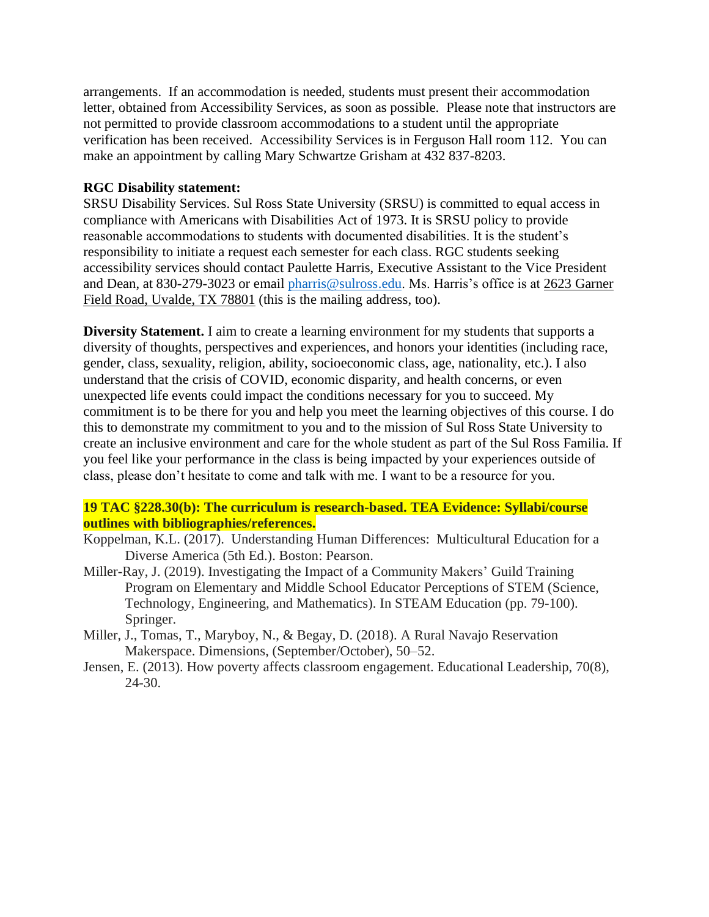arrangements. If an accommodation is needed, students must present their accommodation letter, obtained from Accessibility Services, as soon as possible. Please note that instructors are not permitted to provide classroom accommodations to a student until the appropriate verification has been received. Accessibility Services is in Ferguson Hall room 112. You can make an appointment by calling Mary Schwartze Grisham at 432 837-8203.

**RGC Disability statement:**
SRSU Disability Services. Sul Ross State University (SRSU) is committed to equal access in compliance with Americans with Disabilities Act of 1973. It is SRSU policy to provide reasonable accommodations to students with documented disabilities. It is the student's responsibility to initiate a request each semester for each class. RGC students seeking accessibility services should contact Paulette Harris, Executive Assistant to the Vice President and Dean, at 830-279-3023 or email pharris@sulross.edu. Ms. Harris's office is at 2623 Garner Field Road, Uvalde, TX 78801 (this is the mailing address, too).

**Diversity Statement.** I aim to create a learning environment for my students that supports a diversity of thoughts, perspectives and experiences, and honors your identities (including race, gender, class, sexuality, religion, ability, socioeconomic class, age, nationality, etc.). I also understand that the crisis of COVID, economic disparity, and health concerns, or even unexpected life events could impact the conditions necessary for you to succeed. My commitment is to be there for you and help you meet the learning objectives of this course. I do this to demonstrate my commitment to you and to the mission of Sul Ross State University to create an inclusive environment and care for the whole student as part of the Sul Ross Familia. If you feel like your performance in the class is being impacted by your experiences outside of class, please don't hesitate to come and talk with me. I want to be a resource for you.

**19 TAC §228.30(b): The curriculum is research-based. TEA Evidence: Syllabi/course outlines with bibliographies/references.**

Koppelman, K.L. (2017). Understanding Human Differences: Multicultural Education for a Diverse America (5th Ed.). Boston: Pearson.

Miller-Ray, J. (2019). Investigating the Impact of a Community Makers' Guild Training Program on Elementary and Middle School Educator Perceptions of STEM (Science, Technology, Engineering, and Mathematics). In STEAM Education (pp. 79-100). Springer.

Miller, J., Tomas, T., Maryboy, N., & Begay, D. (2018). A Rural Navajo Reservation Makerspace. Dimensions, (September/October), 50–52.

Jensen, E. (2013). How poverty affects classroom engagement. Educational Leadership, 70(8), 24-30.